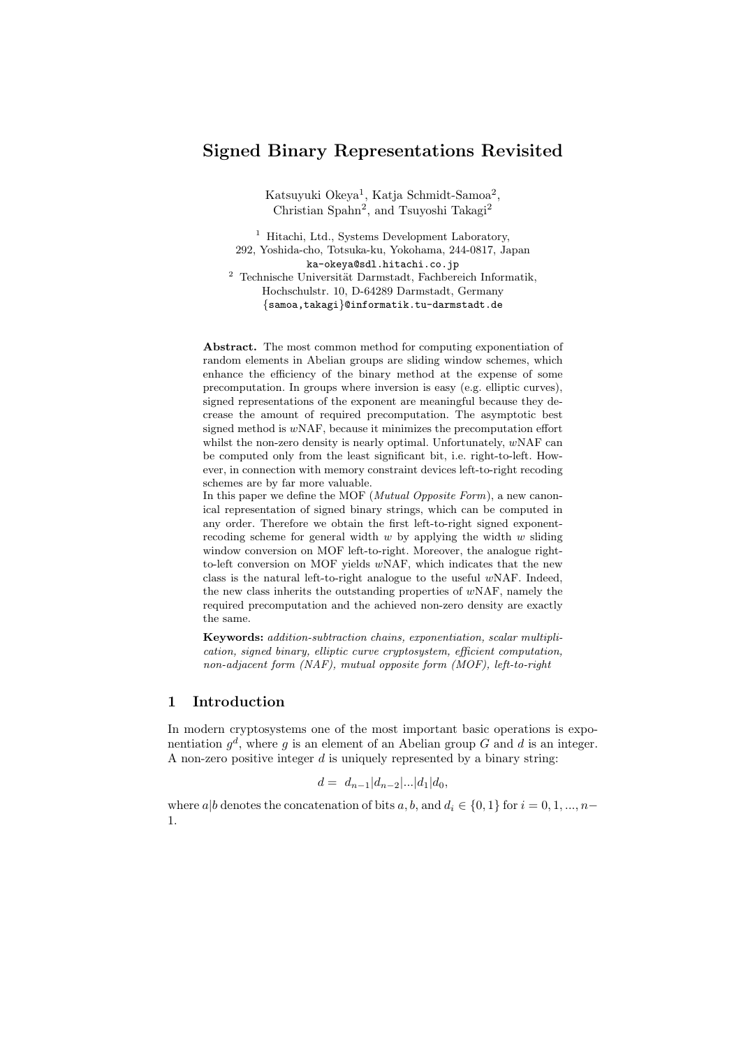# Signed Binary Representations Revisited

Katsuyuki Okeya[1], Katja Schmidt-Samoa[2], Christian Spahn[2], and Tsuyoshi Takagi[2]

[1] Hitachi, Ltd., Systems Development Laboratory, 292, Yoshida-cho, Totsuka-ku, Yokohama, 244-0817, Japan
`ka-okeya@sdl.hitachi.co.jp`

[2] Technische Universität Darmstadt, Fachbereich Informatik, Hochschulstr. 10, D-64289 Darmstadt, Germany
`{samoa,takagi}@informatik.tu-darmstadt.de`

**Abstract.** The most common method for computing exponentiation of random elements in Abelian groups are sliding window schemes, which enhance the efficiency of the binary method at the expense of some precomputation. In groups where inversion is easy (e.g. elliptic curves), signed representations of the exponent are meaningful because they decrease the amount of required precomputation. The asymptotic best signed method is $w$NAF, because it minimizes the precomputation effort whilst the non-zero density is nearly optimal. Unfortunately, $w$NAF can be computed only from the least significant bit, i.e. right-to-left. However, in connection with memory constraint devices left-to-right recoding schemes are by far more valuable.

In this paper we define the MOF (*Mutual Opposite Form*), a new canonical representation of signed binary strings, which can be computed in any order. Therefore we obtain the first left-to-right signed exponent-recoding scheme for general width $w$ by applying the width $w$ sliding window conversion on MOF left-to-right. Moreover, the analogue right-to-left conversion on MOF yields $w$NAF, which indicates that the new class is the natural left-to-right analogue to the useful $w$NAF. Indeed, the new class inherits the outstanding properties of $w$NAF, namely the required precomputation and the achieved non-zero density are exactly the same.

**Keywords:** *addition-subtraction chains, exponentiation, scalar multiplication, signed binary, elliptic curve cryptosystem, efficient computation, non-adjacent form (NAF), mutual opposite form (MOF), left-to-right*

## 1 Introduction

In modern cryptosystems one of the most important basic operations is exponentiation $g^d$, where $g$ is an element of an Abelian group $G$ and $d$ is an integer. A non-zero positive integer $d$ is uniquely represented by a binary string:

$$d = d_{n-1}|d_{n-2}|...|d_1|d_0,$$

where $a|b$ denotes the concatenation of bits $a, b$, and $d_i \in \{0, 1\}$ for $i = 0, 1, ..., n-1$.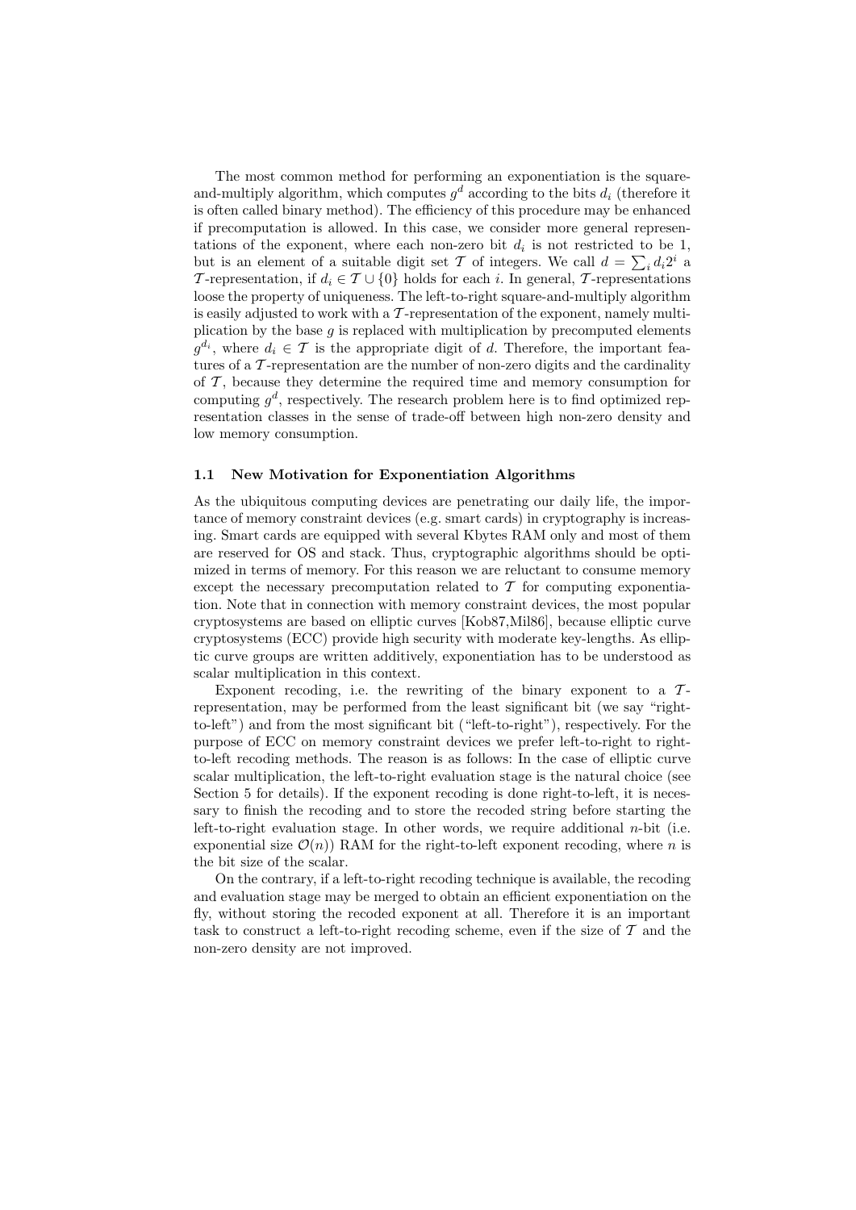The most common method for performing an exponentiation is the square-and-multiply algorithm, which computes $g^d$ according to the bits $d_i$ (therefore it is often called binary method). The efficiency of this procedure may be enhanced if precomputation is allowed. In this case, we consider more general representations of the exponent, where each non-zero bit $d_i$ is not restricted to be 1, but is an element of a suitable digit set $\mathcal{T}$ of integers. We call $d = \sum_i d_i 2^i$ a $\mathcal{T}$-representation, if $d_i \in \mathcal{T} \cup \{0\}$ holds for each $i$. In general, $\mathcal{T}$-representations loose the property of uniqueness. The left-to-right square-and-multiply algorithm is easily adjusted to work with a $\mathcal{T}$-representation of the exponent, namely multiplication by the base $g$ is replaced with multiplication by precomputed elements $g^{d_i}$, where $d_i \in \mathcal{T}$ is the appropriate digit of $d$. Therefore, the important features of a $\mathcal{T}$-representation are the number of non-zero digits and the cardinality of $\mathcal{T}$, because they determine the required time and memory consumption for computing $g^d$, respectively. The research problem here is to find optimized representation classes in the sense of trade-off between high non-zero density and low memory consumption.

### 1.1 New Motivation for Exponentiation Algorithms

As the ubiquitous computing devices are penetrating our daily life, the importance of memory constraint devices (e.g. smart cards) in cryptography is increasing. Smart cards are equipped with several Kbytes RAM only and most of them are reserved for OS and stack. Thus, cryptographic algorithms should be optimized in terms of memory. For this reason we are reluctant to consume memory except the necessary precomputation related to $\mathcal{T}$ for computing exponentiation. Note that in connection with memory constraint devices, the most popular cryptosystems are based on elliptic curves [Kob87,Mil86], because elliptic curve cryptosystems (ECC) provide high security with moderate key-lengths. As elliptic curve groups are written additively, exponentiation has to be understood as scalar multiplication in this context.

Exponent recoding, i.e. the rewriting of the binary exponent to a $\mathcal{T}$-representation, may be performed from the least significant bit (we say "right-to-left") and from the most significant bit ("left-to-right"), respectively. For the purpose of ECC on memory constraint devices we prefer left-to-right to right-to-left recoding methods. The reason is as follows: In the case of elliptic curve scalar multiplication, the left-to-right evaluation stage is the natural choice (see Section 5 for details). If the exponent recoding is done right-to-left, it is necessary to finish the recoding and to store the recoded string before starting the left-to-right evaluation stage. In other words, we require additional $n$-bit (i.e. exponential size $\mathcal{O}(n)$) RAM for the right-to-left exponent recoding, where $n$ is the bit size of the scalar.

On the contrary, if a left-to-right recoding technique is available, the recoding and evaluation stage may be merged to obtain an efficient exponentiation on the fly, without storing the recoded exponent at all. Therefore it is an important task to construct a left-to-right recoding scheme, even if the size of $\mathcal{T}$ and the non-zero density are not improved.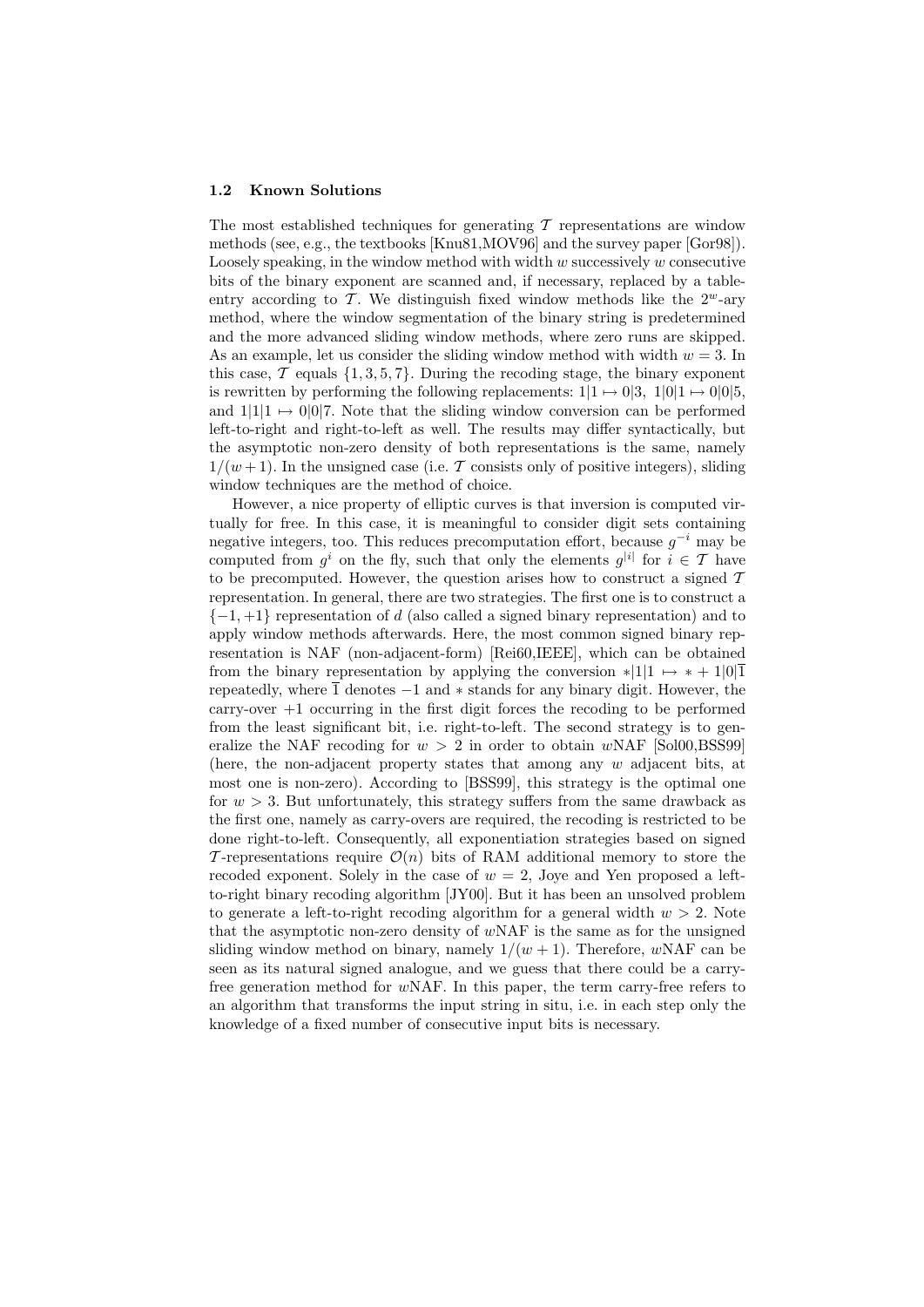### 1.2 Known Solutions

The most established techniques for generating $\mathcal{T}$ representations are window methods (see, e.g., the textbooks [Knu81,MOV96] and the survey paper [Gor98]). Loosely speaking, in the window method with width $w$ successively $w$ consecutive bits of the binary exponent are scanned and, if necessary, replaced by a table-entry according to $\mathcal{T}$. We distinguish fixed window methods like the $2^w$-ary method, where the window segmentation of the binary string is predetermined and the more advanced sliding window methods, where zero runs are skipped. As an example, let us consider the sliding window method with width $w = 3$. In this case, $\mathcal{T}$ equals $\{1, 3, 5, 7\}$. During the recoding stage, the binary exponent is rewritten by performing the following replacements: $1|1 \mapsto 0|3$, $1|0|1 \mapsto 0|0|5$, and $1|1|1 \mapsto 0|0|7$. Note that the sliding window conversion can be performed left-to-right and right-to-left as well. The results may differ syntactically, but the asymptotic non-zero density of both representations is the same, namely $1/(w+1)$. In the unsigned case (i.e. $\mathcal{T}$ consists only of positive integers), sliding window techniques are the method of choice.

However, a nice property of elliptic curves is that inversion is computed virtually for free. In this case, it is meaningful to consider digit sets containing negative integers, too. This reduces precomputation effort, because $g^{-i}$ may be computed from $g^i$ on the fly, such that only the elements $g^{|i|}$ for $i \in \mathcal{T}$ have to be precomputed. However, the question arises how to construct a signed $\mathcal{T}$ representation. In general, there are two strategies. The first one is to construct a $\{-1, +1\}$ representation of $d$ (also called a signed binary representation) and to apply window methods afterwards. Here, the most common signed binary representation is NAF (non-adjacent-form) [Rei60,IEEE], which can be obtained from the binary representation by applying the conversion $*|1|1 \mapsto * + 1|0|\overline{1}$ repeatedly, where $\overline{1}$ denotes $-1$ and $*$ stands for any binary digit. However, the carry-over $+1$ occurring in the first digit forces the recoding to be performed from the least significant bit, i.e. right-to-left. The second strategy is to generalize the NAF recoding for $w > 2$ in order to obtain $w$NAF [Sol00,BSS99] (here, the non-adjacent property states that among any $w$ adjacent bits, at most one is non-zero). According to [BSS99], this strategy is the optimal one for $w > 3$. But unfortunately, this strategy suffers from the same drawback as the first one, namely as carry-overs are required, the recoding is restricted to be done right-to-left. Consequently, all exponentiation strategies based on signed $\mathcal{T}$-representations require $\mathcal{O}(n)$ bits of RAM additional memory to store the recoded exponent. Solely in the case of $w = 2$, Joye and Yen proposed a left-to-right binary recoding algorithm [JY00]. But it has been an unsolved problem to generate a left-to-right recoding algorithm for a general width $w > 2$. Note that the asymptotic non-zero density of $w$NAF is the same as for the unsigned sliding window method on binary, namely $1/(w + 1)$. Therefore, $w$NAF can be seen as its natural signed analogue, and we guess that there could be a carry-free generation method for $w$NAF. In this paper, the term carry-free refers to an algorithm that transforms the input string in situ, i.e. in each step only the knowledge of a fixed number of consecutive input bits is necessary.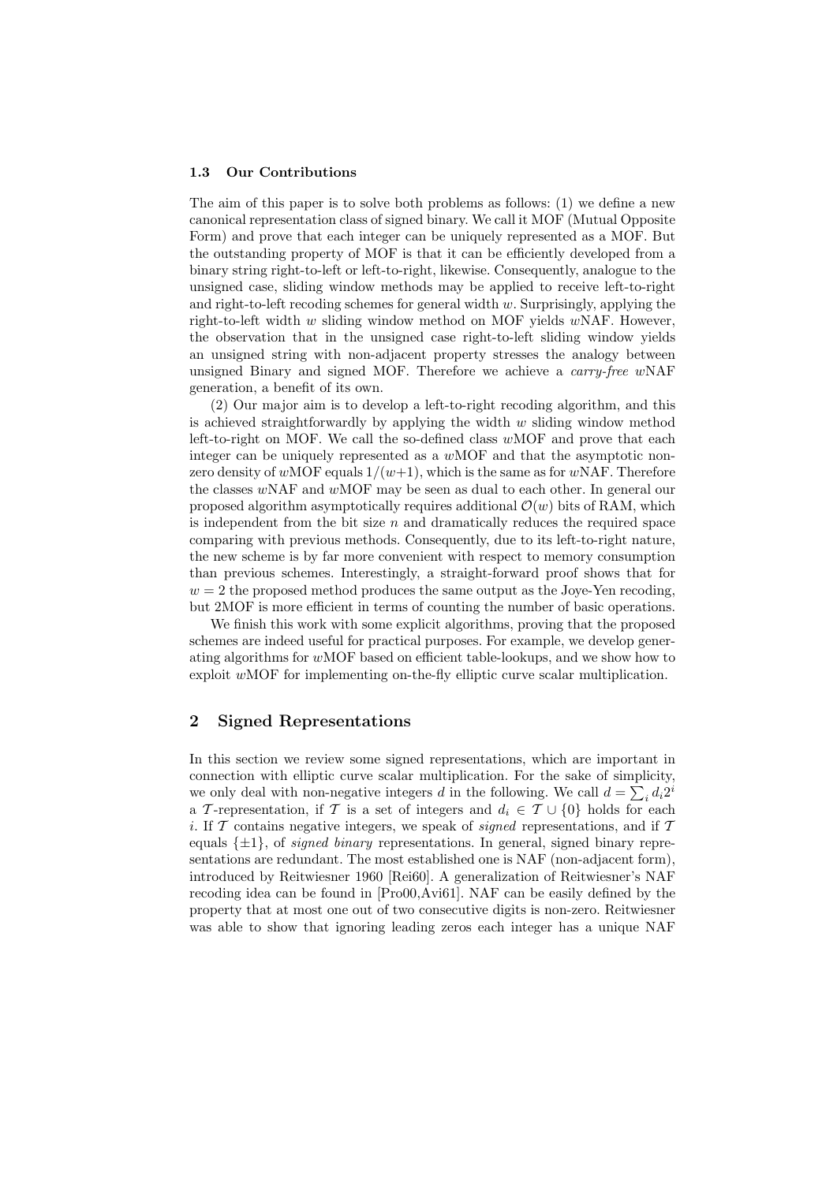### 1.3 Our Contributions

The aim of this paper is to solve both problems as follows: (1) we define a new canonical representation class of signed binary. We call it MOF (Mutual Opposite Form) and prove that each integer can be uniquely represented as a MOF. But the outstanding property of MOF is that it can be efficiently developed from a binary string right-to-left or left-to-right, likewise. Consequently, analogue to the unsigned case, sliding window methods may be applied to receive left-to-right and right-to-left recoding schemes for general width $w$. Surprisingly, applying the right-to-left width $w$ sliding window method on MOF yields $w$NAF. However, the observation that in the unsigned case right-to-left sliding window yields an unsigned string with non-adjacent property stresses the analogy between unsigned Binary and signed MOF. Therefore we achieve a *carry-free* $w$NAF generation, a benefit of its own.

(2) Our major aim is to develop a left-to-right recoding algorithm, and this is achieved straightforwardly by applying the width $w$ sliding window method left-to-right on MOF. We call the so-defined class $w$MOF and prove that each integer can be uniquely represented as a $w$MOF and that the asymptotic non-zero density of $w$MOF equals $1/(w+1)$, which is the same as for $w$NAF. Therefore the classes $w$NAF and $w$MOF may be seen as dual to each other. In general our proposed algorithm asymptotically requires additional $\mathcal{O}(w)$ bits of RAM, which is independent from the bit size $n$ and dramatically reduces the required space comparing with previous methods. Consequently, due to its left-to-right nature, the new scheme is by far more convenient with respect to memory consumption than previous schemes. Interestingly, a straight-forward proof shows that for $w = 2$ the proposed method produces the same output as the Joye-Yen recoding, but 2MOF is more efficient in terms of counting the number of basic operations.

We finish this work with some explicit algorithms, proving that the proposed schemes are indeed useful for practical purposes. For example, we develop generating algorithms for $w$MOF based on efficient table-lookups, and we show how to exploit $w$MOF for implementing on-the-fly elliptic curve scalar multiplication.

## 2 Signed Representations

In this section we review some signed representations, which are important in connection with elliptic curve scalar multiplication. For the sake of simplicity, we only deal with non-negative integers $d$ in the following. We call $d = \sum_i d_i 2^i$ a $\mathcal{T}$-representation, if $\mathcal{T}$ is a set of integers and $d_i \in \mathcal{T} \cup \{0\}$ holds for each $i$. If $\mathcal{T}$ contains negative integers, we speak of *signed* representations, and if $\mathcal{T}$ equals $\{\pm 1\}$, of *signed binary* representations. In general, signed binary representations are redundant. The most established one is NAF (non-adjacent form), introduced by Reitwiesner 1960 [Rei60]. A generalization of Reitwiesner's NAF recoding idea can be found in [Pro00,Avi61]. NAF can be easily defined by the property that at most one out of two consecutive digits is non-zero. Reitwiesner was able to show that ignoring leading zeros each integer has a unique NAF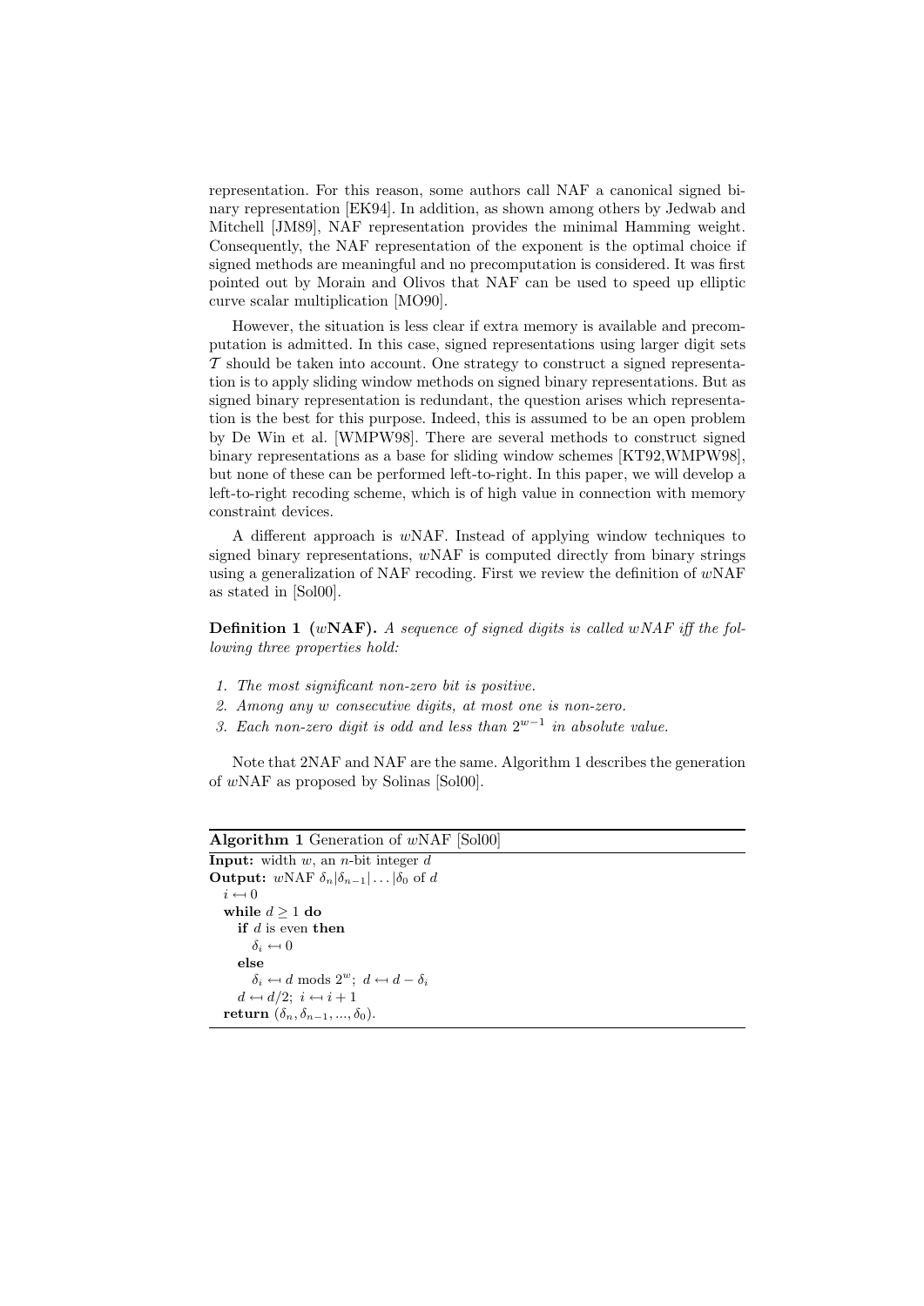representation. For this reason, some authors call NAF a canonical signed binary representation [EK94]. In addition, as shown among others by Jedwab and Mitchell [JM89], NAF representation provides the minimal Hamming weight. Consequently, the NAF representation of the exponent is the optimal choice if signed methods are meaningful and no precomputation is considered. It was first pointed out by Morain and Olivos that NAF can be used to speed up elliptic curve scalar multiplication [MO90].

However, the situation is less clear if extra memory is available and precomputation is admitted. In this case, signed representations using larger digit sets $\mathcal{T}$ should be taken into account. One strategy to construct a signed representation is to apply sliding window methods on signed binary representations. But as signed binary representation is redundant, the question arises which representation is the best for this purpose. Indeed, this is assumed to be an open problem by De Win et al. [WMPW98]. There are several methods to construct signed binary representations as a base for sliding window schemes [KT92,WMPW98], but none of these can be performed left-to-right. In this paper, we will develop a left-to-right recoding scheme, which is of high value in connection with memory constraint devices.

A different approach is $w$NAF. Instead of applying window techniques to signed binary representations, $w$NAF is computed directly from binary strings using a generalization of NAF recoding. First we review the definition of $w$NAF as stated in [Sol00].

**Definition 1 ($w$NAF).** *A sequence of signed digits is called $w$NAF iff the following three properties hold:*

1. *The most significant non-zero bit is positive.*
2. *Among any $w$ consecutive digits, at most one is non-zero.*
3. *Each non-zero digit is odd and less than $2^{w-1}$ in absolute value.*

Note that 2NAF and NAF are the same. Algorithm 1 describes the generation of $w$NAF as proposed by Solinas [Sol00].

**Algorithm 1** Generation of $w$NAF [Sol00]

**Input:** width $w$, an $n$-bit integer $d$
**Output:** $w$NAF $\delta_n|\delta_{n-1}|\ldots|\delta_0$ of $d$

```
i ← 0
while d ≥ 1 do
  if d is even then
    δ_i ← 0
  else
    δ_i ← d mods 2^w; d ← d − δ_i
  d ← d/2; i ← i + 1
return (δ_n, δ_{n−1}, ..., δ_0).
```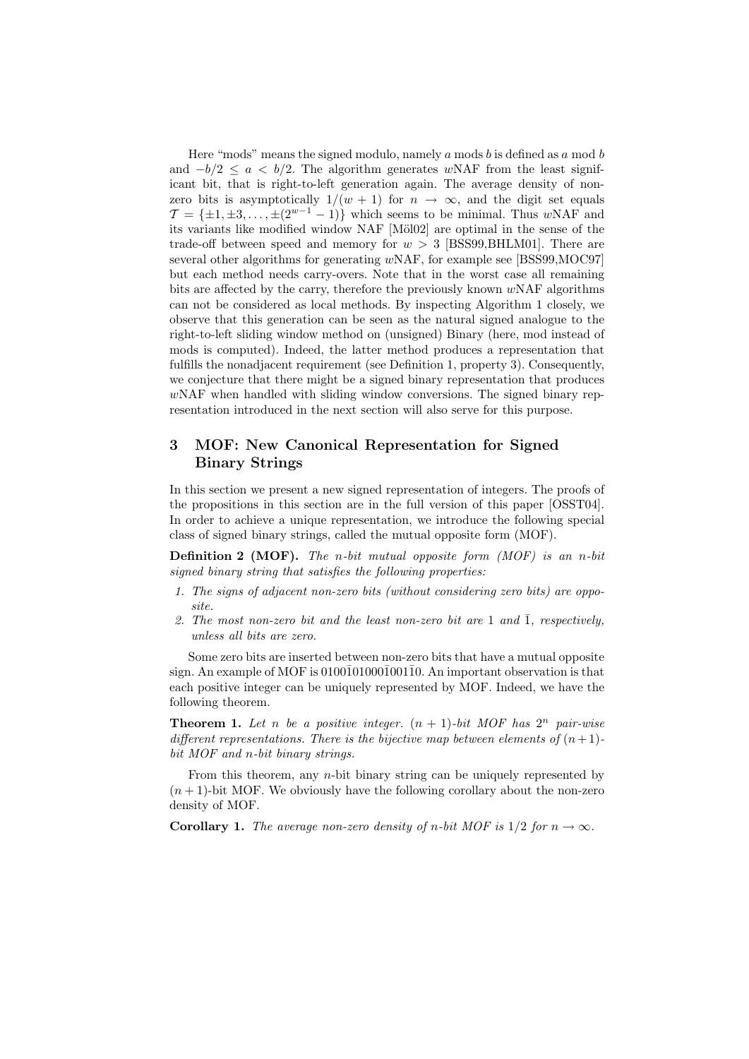Here "mods" means the signed modulo, namely $a$ mods $b$ is defined as $a \bmod b$ and $-b/2 \leq a < b/2$. The algorithm generates $w$NAF from the least significant bit, that is right-to-left generation again. The average density of non-zero bits is asymptotically $1/(w+1)$ for $n \to \infty$, and the digit set equals $\mathcal{T} = \{\pm 1, \pm 3, \ldots, \pm(2^{w-1}-1)\}$ which seems to be minimal. Thus $w$NAF and its variants like modified window NAF [Möl02] are optimal in the sense of the trade-off between speed and memory for $w > 3$ [BSS99,BHLM01]. There are several other algorithms for generating $w$NAF, for example see [BSS99,MOC97] but each method needs carry-overs. Note that in the worst case all remaining bits are affected by the carry, therefore the previously known $w$NAF algorithms can not be considered as local methods. By inspecting Algorithm 1 closely, we observe that this generation can be seen as the natural signed analogue to the right-to-left sliding window method on (unsigned) Binary (here, mod instead of mods is computed). Indeed, the latter method produces a representation that fulfills the nonadjacent requirement (see Definition 1, property 3). Consequently, we conjecture that there might be a signed binary representation that produces $w$NAF when handled with sliding window conversions. The signed binary representation introduced in the next section will also serve for this purpose.

## 3 MOF: New Canonical Representation for Signed Binary Strings

In this section we present a new signed representation of integers. The proofs of the propositions in this section are in the full version of this paper [OSST04]. In order to achieve a unique representation, we introduce the following special class of signed binary strings, called the mutual opposite form (MOF).

**Definition 2 (MOF).** *The $n$-bit mutual opposite form (MOF) is an $n$-bit signed binary string that satisfies the following properties:*

1. *The signs of adjacent non-zero bits (without considering zero bits) are opposite.*
2. *The most non-zero bit and the least non-zero bit are 1 and $\bar{1}$, respectively, unless all bits are zero.*

Some zero bits are inserted between non-zero bits that have a mutual opposite sign. An example of MOF is $0100\bar{1}01000\bar{1}001\bar{1}0$. An important observation is that each positive integer can be uniquely represented by MOF. Indeed, we have the following theorem.

**Theorem 1.** *Let $n$ be a positive integer. $(n+1)$-bit MOF has $2^n$ pair-wise different representations. There is the bijective map between elements of $(n+1)$-bit MOF and $n$-bit binary strings.*

From this theorem, any $n$-bit binary string can be uniquely represented by $(n+1)$-bit MOF. We obviously have the following corollary about the non-zero density of MOF.

**Corollary 1.** *The average non-zero density of $n$-bit MOF is $1/2$ for $n \to \infty$.*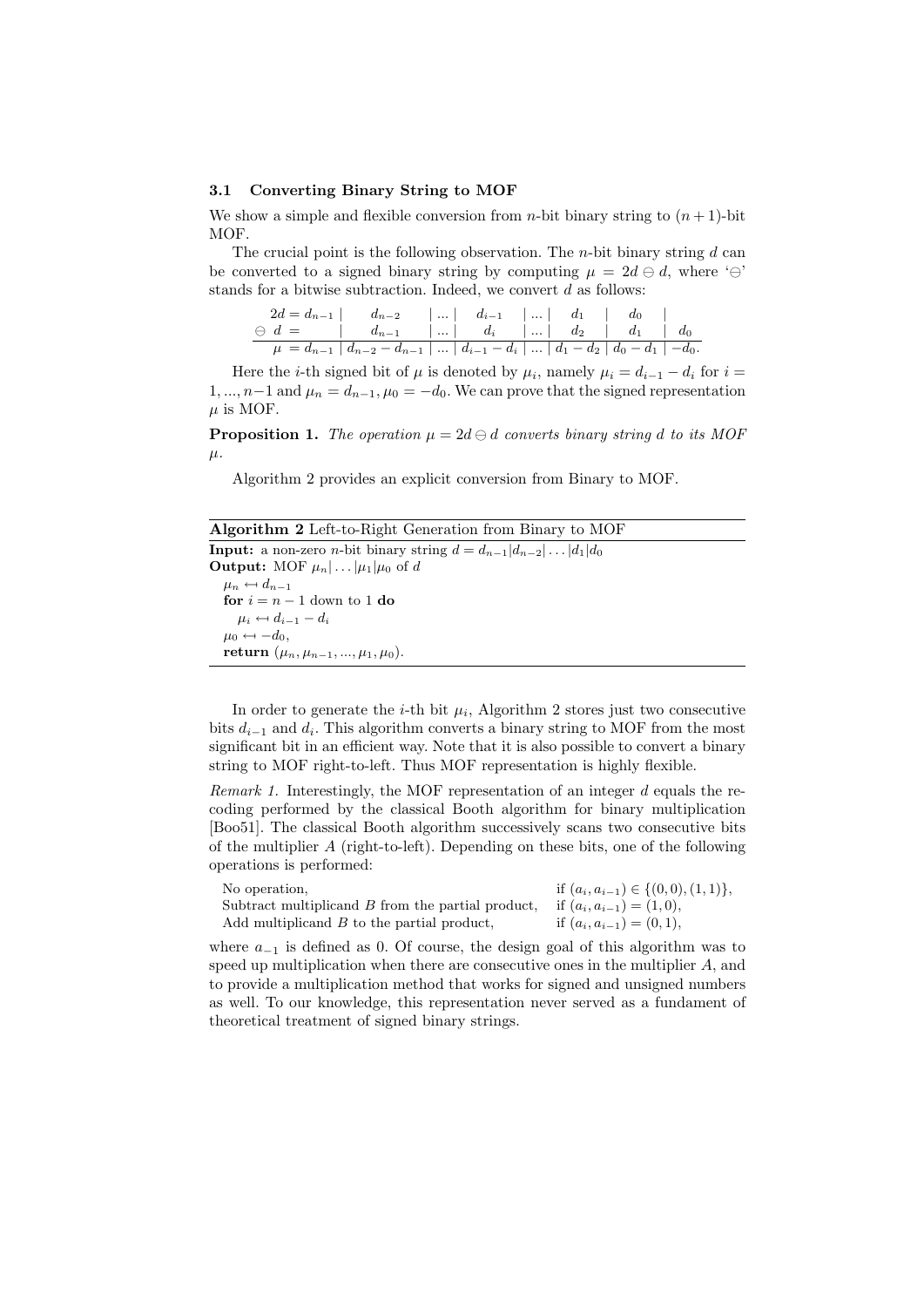### 3.1 Converting Binary String to MOF

We show a simple and flexible conversion from $n$-bit binary string to $(n+1)$-bit MOF.

The crucial point is the following observation. The $n$-bit binary string $d$ can be converted to a signed binary string by computing $\mu = 2d \ominus d$, where '$\ominus$' stands for a bitwise subtraction. Indeed, we convert $d$ as follows:

$$
\begin{array}{rc|c|c|c|c|c|c|c}
2d = & d_{n-1} & d_{n-2} & \ldots & d_{i-1} & \ldots & d_1 & d_0 & \\
\ominus\ d = & & d_{n-1} & \ldots & d_i & \ldots & d_2 & d_1 & d_0 \\
\hline
\mu = & d_{n-1} & d_{n-2}-d_{n-1} & \ldots & d_{i-1}-d_i & \ldots & d_1-d_2 & d_0-d_1 & -d_0.
\end{array}
$$

Here the $i$-th signed bit of $\mu$ is denoted by $\mu_i$, namely $\mu_i = d_{i-1} - d_i$ for $i = 1, ..., n-1$ and $\mu_n = d_{n-1}, \mu_0 = -d_0$. We can prove that the signed representation $\mu$ is MOF.

**Proposition 1.** *The operation $\mu = 2d \ominus d$ converts binary string $d$ to its MOF $\mu$.*

Algorithm 2 provides an explicit conversion from Binary to MOF.

**Algorithm 2** Left-to-Right Generation from Binary to MOF

**Input:** a non-zero $n$-bit binary string $d = d_{n-1}|d_{n-2}|\ldots|d_1|d_0$
**Output:** MOF $\mu_n|\ldots|\mu_1|\mu_0$ of $d$

```
μ_n ← d_{n-1}
for i = n − 1 down to 1 do
    μ_i ← d_{i-1} − d_i
μ_0 ← −d_0,
return (μ_n, μ_{n−1}, ..., μ_1, μ_0).
```

In order to generate the $i$-th bit $\mu_i$, Algorithm 2 stores just two consecutive bits $d_{i-1}$ and $d_i$. This algorithm converts a binary string to MOF from the most significant bit in an efficient way. Note that it is also possible to convert a binary string to MOF right-to-left. Thus MOF representation is highly flexible.

*Remark 1.* Interestingly, the MOF representation of an integer $d$ equals the recoding performed by the classical Booth algorithm for binary multiplication [Boo51]. The classical Booth algorithm successively scans two consecutive bits of the multiplier $A$ (right-to-left). Depending on these bits, one of the following operations is performed:

| | |
|---|---|
| No operation, | if $(a_i, a_{i-1}) \in \{(0,0),(1,1)\}$, |
| Subtract multiplicand $B$ from the partial product, | if $(a_i, a_{i-1}) = (1,0)$, |
| Add multiplicand $B$ to the partial product, | if $(a_i, a_{i-1}) = (0,1)$, |

where $a_{-1}$ is defined as 0. Of course, the design goal of this algorithm was to speed up multiplication when there are consecutive ones in the multiplier $A$, and to provide a multiplication method that works for signed and unsigned numbers as well. To our knowledge, this representation never served as a fundament of theoretical treatment of signed binary strings.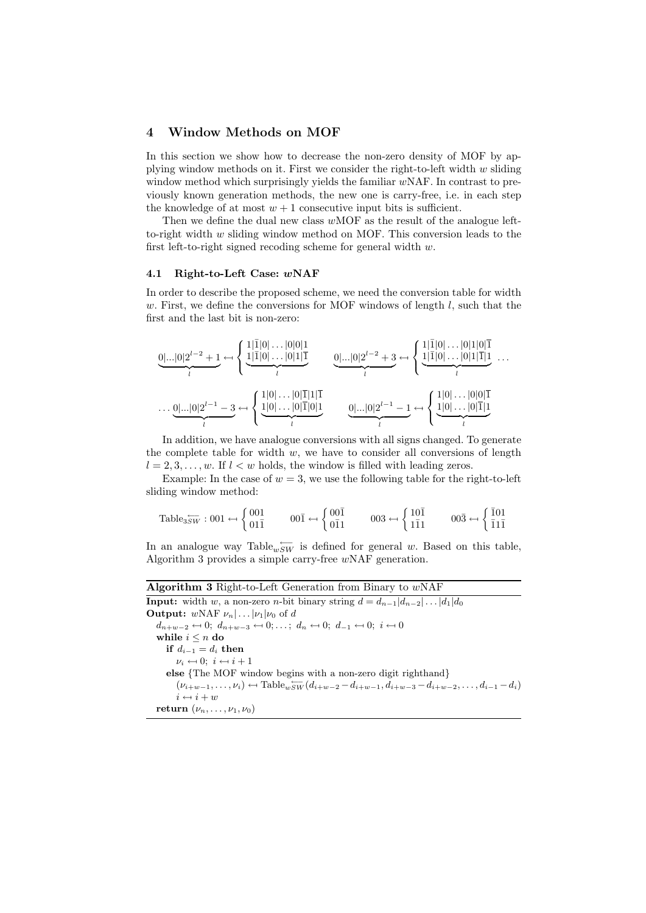## 4 Window Methods on MOF

In this section we show how to decrease the non-zero density of MOF by applying window methods on it. First we consider the right-to-left width $w$ sliding window method which surprisingly yields the familiar $w$NAF. In contrast to previously known generation methods, the new one is carry-free, i.e. in each step the knowledge of at most $w+1$ consecutive input bits is sufficient.

Then we define the dual new class $w$MOF as the result of the analogue left-to-right width $w$ sliding window method on MOF. This conversion leads to the first left-to-right signed recoding scheme for general width $w$.

### 4.1 Right-to-Left Case: $w$NAF

In order to describe the proposed scheme, we need the conversion table for width $w$. First, we define the conversions for MOF windows of length $l$, such that the first and the last bit is non-zero:

$$\underbrace{0|...|0|2^{l-2}+1}_{l} \leftarrow \begin{cases} 1|\bar{1}|0|\ldots|0|0|1 \\ \underbrace{1|\bar{1}|0|\ldots|0|1|\bar{1}}_{l} \end{cases} \qquad \underbrace{0|...|0|2^{l-2}+3}_{l} \leftarrow \begin{cases} 1|\bar{1}|0|\ldots|0|1|0|\bar{1} \\ \underbrace{1|\bar{1}|0|\ldots|0|1|\bar{1}|1}_{l} \end{cases} \ldots$$

$$\ldots \underbrace{0|...|0|2^{l-1}-3}_{l} \leftarrow \begin{cases} 1|0|\ldots|0|\bar{1}|1|\bar{1} \\ \underbrace{1|0|\ldots|0|\bar{1}|0|1}_{l} \end{cases} \qquad \underbrace{0|...|0|2^{l-1}-1}_{l} \leftarrow \begin{cases} 1|0|\ldots|0|0|\bar{1} \\ \underbrace{1|0|\ldots|0|\bar{1}|1}_{l} \end{cases}$$

In addition, we have analogue conversions with all signs changed. To generate the complete table for width $w$, we have to consider all conversions of length $l = 2, 3, \ldots, w$. If $l < w$ holds, the window is filled with leading zeros.

Example: In the case of $w = 3$, we use the following table for the right-to-left sliding window method:

$$\text{Table}_{3\overleftarrow{SW}} : 001 \leftarrow \begin{cases} 001 \\ 01\bar{1} \end{cases} \qquad 00\bar{1} \leftarrow \begin{cases} 00\bar{1} \\ 0\bar{1}1 \end{cases} \qquad 003 \leftarrow \begin{cases} 10\bar{1} \\ 1\bar{1}1 \end{cases} \qquad 00\bar{3} \leftarrow \begin{cases} \bar{1}01 \\ \bar{1}1\bar{1} \end{cases}$$

In an analogue way $\text{Table}_{w\overleftarrow{SW}}$ is defined for general $w$. Based on this table, Algorithm 3 provides a simple carry-free $w$NAF generation.

**Algorithm 3** Right-to-Left Generation from Binary to $w$NAF

**Input:** width $w$, a non-zero $n$-bit binary string $d = d_{n-1}|d_{n-2}|\ldots|d_1|d_0$
**Output:** $w$NAF $\nu_n|\ldots|\nu_1|\nu_0$ of $d$

```
d_{n+w-2} ← 0; d_{n+w-3} ← 0; ...; d_n ← 0; d_{-1} ← 0; i ← 0
while i ≤ n do
  if d_{i-1} = d_i then
    ν_i ← 0; i ← i + 1
  else {The MOF window begins with a non-zero digit righthand}
    (ν_{i+w-1}, ..., ν_i) ← Table_{w SW←}(d_{i+w-2} − d_{i+w-1}, d_{i+w-3} − d_{i+w-2}, ..., d_{i-1} − d_i)
    i ← i + w
return (ν_n, ..., ν_1, ν_0)
```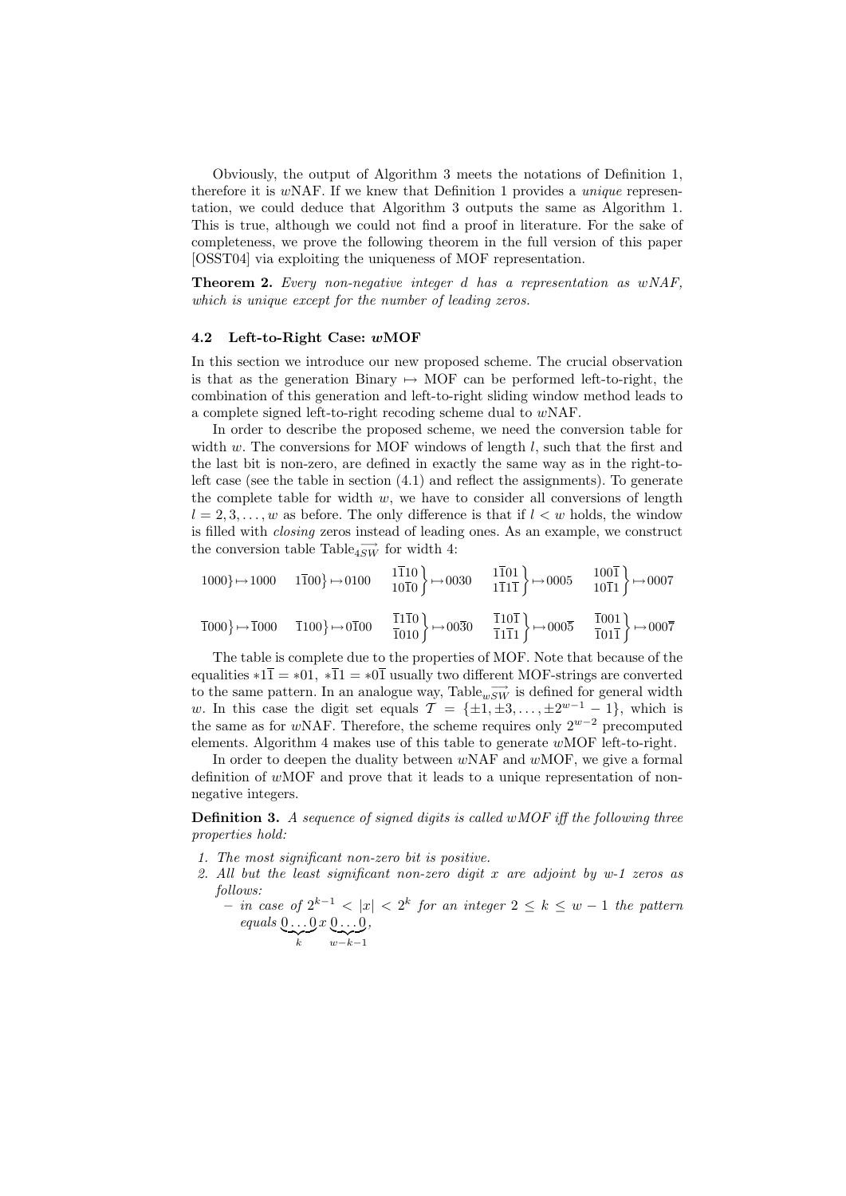Obviously, the output of Algorithm 3 meets the notations of Definition 1, therefore it is $w$NAF. If we knew that Definition 1 provides a *unique* representation, we could deduce that Algorithm 3 outputs the same as Algorithm 1. This is true, although we could not find a proof in literature. For the sake of completeness, we prove the following theorem in the full version of this paper [OSST04] via exploiting the uniqueness of MOF representation.

**Theorem 2.** *Every non-negative integer $d$ has a representation as wNAF, which is unique except for the number of leading zeros.*

### 4.2 Left-to-Right Case: $w$MOF

In this section we introduce our new proposed scheme. The crucial observation is that as the generation Binary $\mapsto$ MOF can be performed left-to-right, the combination of this generation and left-to-right sliding window method leads to a complete signed left-to-right recoding scheme dual to $w$NAF.

In order to describe the proposed scheme, we need the conversion table for width $w$. The conversions for MOF windows of length $l$, such that the first and the last bit is non-zero, are defined in exactly the same way as in the right-to-left case (see the table in section (4.1) and reflect the assignments). To generate the complete table for width $w$, we have to consider all conversions of length $l = 2, 3, \ldots, w$ as before. The only difference is that if $l < w$ holds, the window is filled with *closing* zeros instead of leading ones. As an example, we construct the conversion table $\text{Table}_{4\overrightarrow{SW}}$ for width 4:

$$1000\} \mapsto 1000 \quad 1\bar{1}00\} \mapsto 0100 \quad \left.\begin{matrix}1\bar{1}10\\10\bar{1}0\end{matrix}\right\} \mapsto 0030 \quad \left.\begin{matrix}1\bar{1}01\\1\bar{1}1\bar{1}\end{matrix}\right\} \mapsto 0005 \quad \left.\begin{matrix}100\bar{1}\\10\bar{1}1\end{matrix}\right\} \mapsto 0007$$

$$\bar{1}000\} \mapsto \bar{1}000 \quad \bar{1}100\} \mapsto 0\bar{1}00 \quad \left.\begin{matrix}\bar{1}1\bar{1}0\\\bar{1}010\end{matrix}\right\} \mapsto 00\bar{3}0 \quad \left.\begin{matrix}\bar{1}10\bar{1}\\\bar{1}1\bar{1}1\end{matrix}\right\} \mapsto 000\bar{5} \quad \left.\begin{matrix}\bar{1}001\\\bar{1}01\bar{1}\end{matrix}\right\} \mapsto 000\bar{7}$$

The table is complete due to the properties of MOF. Note that because of the equalities $*1\bar{1} = *01$, $*\bar{1}1 = *0\bar{1}$ usually two different MOF-strings are converted to the same pattern. In an analogue way, $\text{Table}_{w\overrightarrow{SW}}$ is defined for general width $w$. In this case the digit set equals $\mathcal{T} = \{\pm1, \pm3, \ldots, \pm2^{w-1} - 1\}$, which is the same as for $w$NAF. Therefore, the scheme requires only $2^{w-2}$ precomputed elements. Algorithm 4 makes use of this table to generate $w$MOF left-to-right.

In order to deepen the duality between $w$NAF and $w$MOF, we give a formal definition of $w$MOF and prove that it leads to a unique representation of non-negative integers.

**Definition 3.** *A sequence of signed digits is called wMOF iff the following three properties hold:*

1. *The most significant non-zero bit is positive.*
2. *All but the least significant non-zero digit $x$ are adjoint by w-1 zeros as follows:*
   - *in case of $2^{k-1} < |x| < 2^k$ for an integer $2 \le k \le w-1$ the pattern equals $\underbrace{0\ldots0}_{k}\,x\,\underbrace{0\ldots0}_{w-k-1}$,*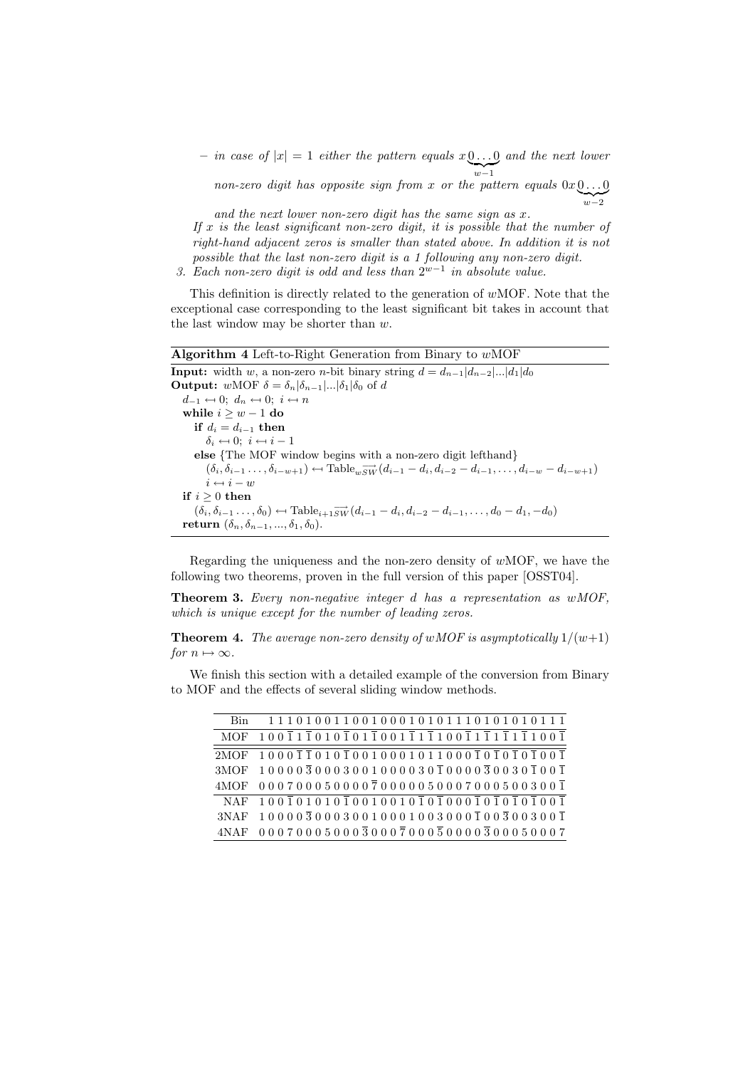– *in case of* $|x| = 1$ *either the pattern equals* $x\underbrace{0\ldots0}_{w-1}$ *and the next lower non-zero digit has opposite sign from* $x$ *or the pattern equals* $0x\underbrace{0\ldots0}_{w-2}$ *and the next lower non-zero digit has the same sign as* $x$.

*If* $x$ *is the least significant non-zero digit, it is possible that the number of right-hand adjacent zeros is smaller than stated above. In addition it is not possible that the last non-zero digit is a 1 following any non-zero digit.*

3. *Each non-zero digit is odd and less than* $2^{w-1}$ *in absolute value.*

This definition is directly related to the generation of $w$MOF. Note that the exceptional case corresponding to the least significant bit takes in account that the last window may be shorter than $w$.

**Algorithm 4** Left-to-Right Generation from Binary to $w$MOF

**Input:** width $w$, a non-zero $n$-bit binary string $d = d_{n-1}|d_{n-2}|...|d_1|d_0$
**Output:** $w$MOF $\delta = \delta_n|\delta_{n-1}|...|\delta_1|\delta_0$ of $d$

$d_{-1} \leftarrow 0;\ d_n \leftarrow 0;\ i \leftarrow n$
**while** $i \geq w-1$ **do**
  **if** $d_i = d_{i-1}$ **then**
    $\delta_i \leftarrow 0;\ i \leftarrow i-1$
  **else** {The MOF window begins with a non-zero digit lefthand}
    $(\delta_i, \delta_{i-1} \ldots, \delta_{i-w+1}) \leftarrow \mathrm{Table}_{w\overrightarrow{SW}}(d_{i-1}-d_i, d_{i-2}-d_{i-1}, \ldots, d_{i-w}-d_{i-w+1})$
    $i \leftarrow i-w$
**if** $i \geq 0$ **then**
  $(\delta_i, \delta_{i-1} \ldots, \delta_0) \leftarrow \mathrm{Table}_{i+1\overrightarrow{SW}}(d_{i-1}-d_i, d_{i-2}-d_{i-1}, \ldots, d_0-d_1, -d_0)$
**return** $(\delta_n, \delta_{n-1}, ..., \delta_1, \delta_0)$.

Regarding the uniqueness and the non-zero density of $w$MOF, we have the following two theorems, proven in the full version of this paper [OSST04].

**Theorem 3.** *Every non-negative integer* $d$ *has a representation as* $w$*MOF, which is unique except for the number of leading zeros.*

**Theorem 4.** *The average non-zero density of* $w$*MOF is asymptotically* $1/(w+1)$ *for* $n \mapsto \infty$.

We finish this section with a detailed example of the conversion from Binary to MOF and the effects of several sliding window methods.

| | |
|---|---|
| Bin | 1 1 1 0 1 0 0 1 1 0 0 1 0 0 0 1 0 1 0 1 1 1 0 1 0 1 0 1 0 1 1 1 |
| MOF | 1 0 0 $\bar{1}$ 1 $\bar{1}$ 0 1 0 $\bar{1}$ 0 1 $\bar{1}$ 0 0 1 $\bar{1}$ 1 $\bar{1}$ 1 0 0 $\bar{1}$ 1 $\bar{1}$ 1 $\bar{1}$ 1 $\bar{1}$ 1 0 0 $\bar{1}$ |
| 2MOF | 1 0 0 0 $\bar{1}$ $\bar{1}$ 0 1 0 $\bar{1}$ 0 0 1 0 0 0 1 0 1 1 0 0 0 $\bar{1}$ 0 $\bar{1}$ 0 $\bar{1}$ 0 $\bar{1}$ 0 0 $\bar{1}$ |
| 3MOF | 1 0 0 0 0 $\bar{3}$ 0 0 0 3 0 0 1 0 0 0 0 0 3 0 $\bar{1}$ 0 0 0 0 $\bar{3}$ 0 0 3 0 $\bar{1}$ 0 0 $\bar{1}$ |
| 4MOF | 0 0 0 7 0 0 0 5 0 0 0 0 $\bar{7}$ 0 0 0 0 0 5 0 0 0 7 0 0 0 5 0 0 3 0 0 $\bar{1}$ |
| NAF | 1 0 0 $\bar{1}$ 0 1 0 1 0 $\bar{1}$ 0 0 1 0 0 1 0 $\bar{1}$ 0 $\bar{1}$ 0 0 0 $\bar{1}$ 0 $\bar{1}$ 0 $\bar{1}$ 0 $\bar{1}$ 0 0 $\bar{1}$ |
| 3NAF | 1 0 0 0 0 $\bar{3}$ 0 0 0 3 0 0 1 0 0 0 1 0 0 3 0 0 0 $\bar{1}$ 0 0 $\bar{3}$ 0 0 3 0 0 $\bar{1}$ |
| 4NAF | 0 0 0 7 0 0 0 5 0 0 0 $\bar{3}$ 0 0 0 $\bar{7}$ 0 0 0 $\bar{5}$ 0 0 0 0 $\bar{3}$ 0 0 0 5 0 0 0 7 |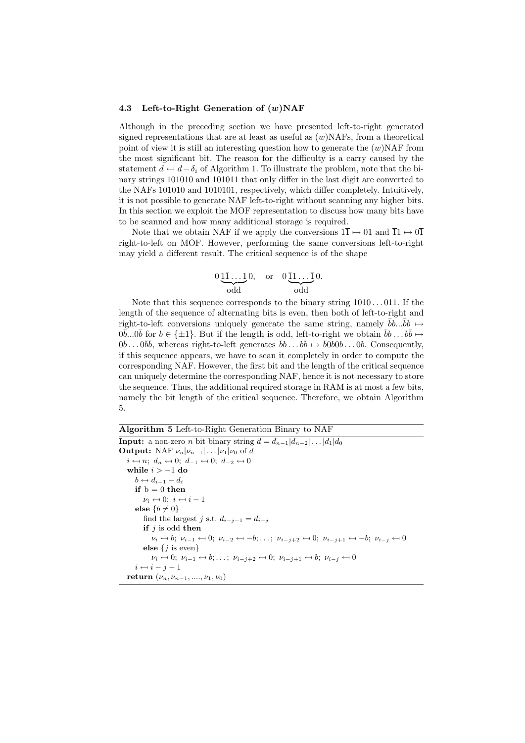### 4.3 Left-to-Right Generation of $(w)$NAF

Although in the preceding section we have presented left-to-right generated signed representations that are at least as useful as $(w)$NAFs, from a theoretical point of view it is still an interesting question how to generate the $(w)$NAF from the most significant bit. The reason for the difficulty is a carry caused by the statement $d \leftarrow d - \delta_i$ of Algorithm 1. To illustrate the problem, note that the binary strings 101010 and 101011 that only differ in the last digit are converted to the NAFs 101010 and $10\bar{1}0\bar{1}0\bar{1}$, respectively, which differ completely. Intuitively, it is not possible to generate NAF left-to-right without scanning any higher bits. In this section we exploit the MOF representation to discuss how many bits have to be scanned and how many additional storage is required.

Note that we obtain NAF if we apply the conversions $1\bar{1} \mapsto 01$ and $\bar{1}1 \mapsto 0\bar{1}$ right-to-left on MOF. However, performing the same conversions left-to-right may yield a different result. The critical sequence is of the shape

$$0\,\underbrace{1\bar{1}\ldots1}_{\text{odd}}\,0, \quad \text{or} \quad 0\,\underbrace{\bar{1}1\ldots\bar{1}}_{\text{odd}}\,0.$$

Note that this sequence corresponds to the binary string $1010\ldots011$. If the length of the sequence of alternating bits is even, then both of left-to-right and right-to-left conversions uniquely generate the same string, namely $\bar{b}b...\bar{b}b \mapsto 0\bar{b}...0\bar{b}$ for $b \in \{\pm1\}$. But if the length is odd, left-to-right we obtain $\bar{b}b\ldots b\bar{b} \mapsto 0\bar{b}\ldots0\bar{b}\bar{b}$, whereas right-to-left generates $\bar{b}b\ldots b\bar{b} \mapsto \bar{b}0b0b\ldots0b$. Consequently, if this sequence appears, we have to scan it completely in order to compute the corresponding NAF. However, the first bit and the length of the critical sequence can uniquely determine the corresponding NAF, hence it is not necessary to store the sequence. Thus, the additional required storage in RAM is at most a few bits, namely the bit length of the critical sequence. Therefore, we obtain Algorithm 5.

---

**Algorithm 5** Left-to-Right Generation Binary to NAF

---

**Input:** a non-zero $n$ bit binary string $d = d_{n-1}|d_{n-2}|\ldots|d_1|d_0$
**Output:** NAF $\nu_n|\nu_{n-1}|\ldots|\nu_1|\nu_0$ of $d$

```
i ← n; d_n ← 0; d_{-1} ← 0; d_{-2} ← 0
while i > -1 do
  b ← d_{i-1} - d_i
  if b = 0 then
    ν_i ← 0; i ← i - 1
  else {b ≠ 0}
    find the largest j s.t. d_{i-j-1} = d_{i-j}
    if j is odd then
      ν_i ← b; ν_{i-1} ← 0; ν_{i-2} ← -b; ...; ν_{i-j+2} ← 0; ν_{i-j+1} ← -b; ν_{i-j} ← 0
    else {j is even}
      ν_i ← 0; ν_{i-1} ← b; ...; ν_{i-j+2} ← 0; ν_{i-j+1} ← b; ν_{i-j} ← 0
    i ← i - j - 1
return (ν_n, ν_{n-1}, ...., ν_1, ν_0)
```

---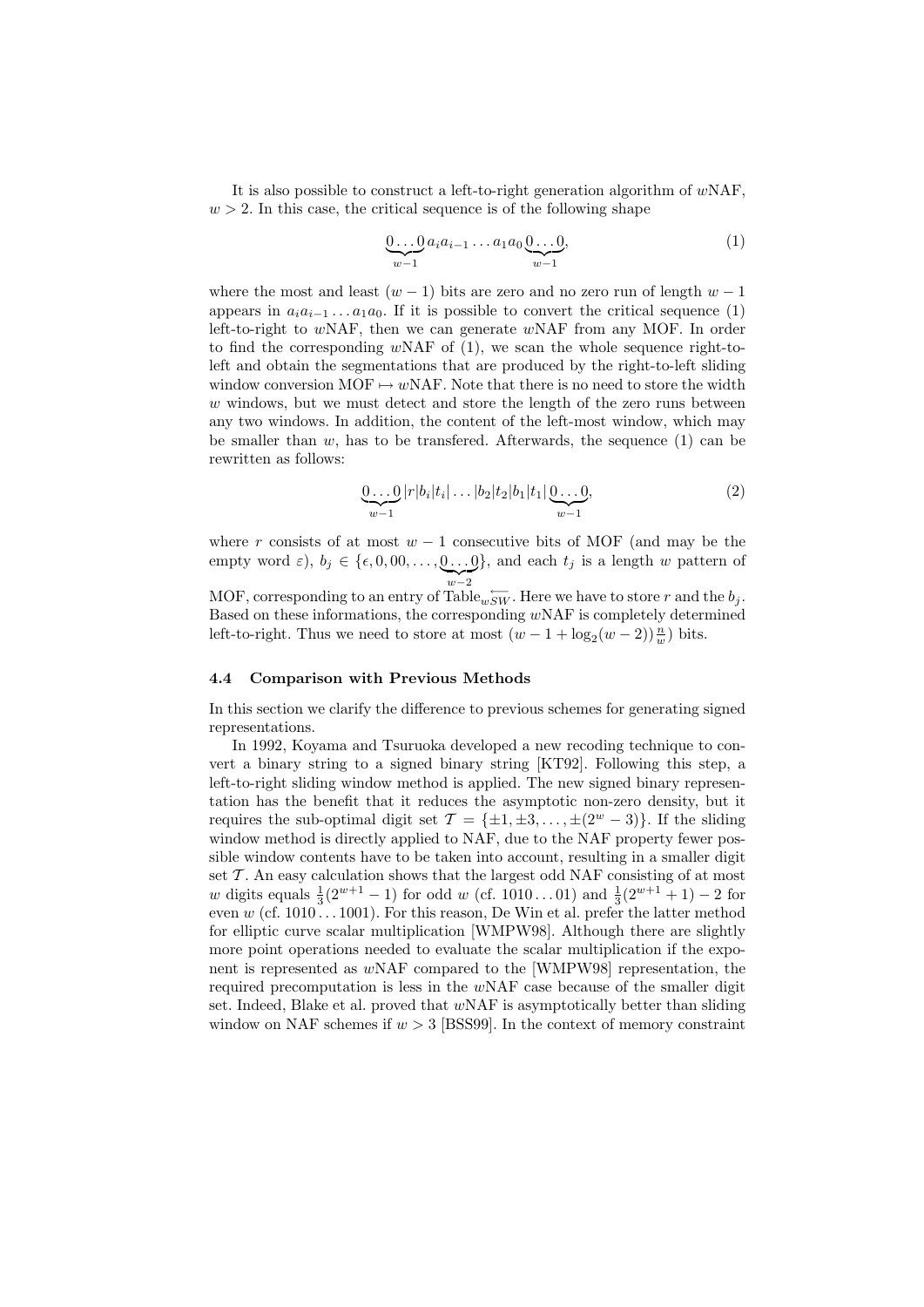It is also possible to construct a left-to-right generation algorithm of $w$NAF, $w > 2$. In this case, the critical sequence is of the following shape

$$\underbrace{0\ldots0}_{w-1} a_i a_{i-1} \ldots a_1 a_0 \underbrace{0\ldots0}_{w-1}, \tag{1}$$

where the most and least $(w-1)$ bits are zero and no zero run of length $w-1$ appears in $a_i a_{i-1} \ldots a_1 a_0$. If it is possible to convert the critical sequence (1) left-to-right to $w$NAF, then we can generate $w$NAF from any MOF. In order to find the corresponding $w$NAF of (1), we scan the whole sequence right-to-left and obtain the segmentations that are produced by the right-to-left sliding window conversion MOF $\mapsto$ $w$NAF. Note that there is no need to store the width $w$ windows, but we must detect and store the length of the zero runs between any two windows. In addition, the content of the left-most window, which may be smaller than $w$, has to be transfered. Afterwards, the sequence (1) can be rewritten as follows:

$$\underbrace{0\ldots0}_{w-1} |r|b_i|t_i| \ldots |b_2|t_2|b_1|t_1| \underbrace{0\ldots0}_{w-1}, \tag{2}$$

where $r$ consists of at most $w-1$ consecutive bits of MOF (and may be the empty word $\varepsilon$), $b_j \in \{\epsilon, 0, 00, \ldots, \underbrace{0\ldots0}_{w-2}\}$, and each $t_j$ is a length $w$ pattern of MOF, corresponding to an entry of $\text{Table}_{w\overleftarrow{SW}}$. Here we have to store $r$ and the $b_j$. Based on these informations, the corresponding $w$NAF is completely determined left-to-right. Thus we need to store at most $(w - 1 + \log_2(w-2))\frac{n}{w})$ bits.

### 4.4 Comparison with Previous Methods

In this section we clarify the difference to previous schemes for generating signed representations.

In 1992, Koyama and Tsuruoka developed a new recoding technique to convert a binary string to a signed binary string [KT92]. Following this step, a left-to-right sliding window method is applied. The new signed binary representation has the benefit that it reduces the asymptotic non-zero density, but it requires the sub-optimal digit set $\mathcal{T} = \{\pm1, \pm3, \ldots, \pm(2^w - 3)\}$. If the sliding window method is directly applied to NAF, due to the NAF property fewer possible window contents have to be taken into account, resulting in a smaller digit set $\mathcal{T}$. An easy calculation shows that the largest odd NAF consisting of at most $w$ digits equals $\frac{1}{3}(2^{w+1} - 1)$ for odd $w$ (cf. $1010\ldots01$) and $\frac{1}{3}(2^{w+1} + 1) - 2$ for even $w$ (cf. $1010\ldots1001$). For this reason, De Win et al. prefer the latter method for elliptic curve scalar multiplication [WMPW98]. Although there are slightly more point operations needed to evaluate the scalar multiplication if the exponent is represented as $w$NAF compared to the [WMPW98] representation, the required precomputation is less in the $w$NAF case because of the smaller digit set. Indeed, Blake et al. proved that $w$NAF is asymptotically better than sliding window on NAF schemes if $w > 3$ [BSS99]. In the context of memory constraint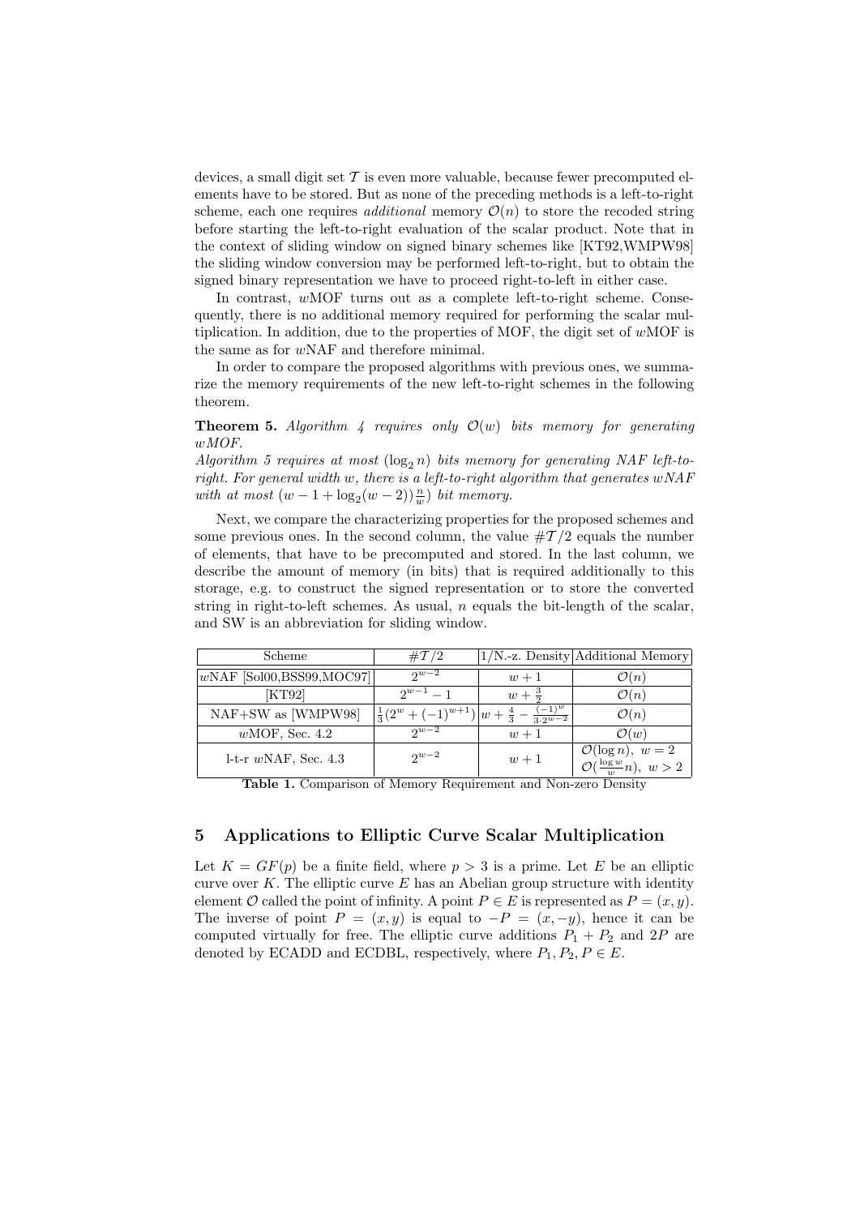devices, a small digit set $\mathcal{T}$ is even more valuable, because fewer precomputed elements have to be stored. But as none of the preceding methods is a left-to-right scheme, each one requires *additional* memory $\mathcal{O}(n)$ to store the recoded string before starting the left-to-right evaluation of the scalar product. Note that in the context of sliding window on signed binary schemes like [KT92,WMPW98] the sliding window conversion may be performed left-to-right, but to obtain the signed binary representation we have to proceed right-to-left in either case.

In contrast, $w$MOF turns out as a complete left-to-right scheme. Consequently, there is no additional memory required for performing the scalar multiplication. In addition, due to the properties of MOF, the digit set of $w$MOF is the same as for $w$NAF and therefore minimal.

In order to compare the proposed algorithms with previous ones, we summarize the memory requirements of the new left-to-right schemes in the following theorem.

**Theorem 5.** *Algorithm 4 requires only $\mathcal{O}(w)$ bits memory for generating $w$MOF.*
*Algorithm 5 requires at most $(\log_2 n)$ bits memory for generating NAF left-to-right. For general width $w$, there is a left-to-right algorithm that generates $w$NAF with at most $(w - 1 + \log_2(w-2))\frac{n}{w})$ bit memory.*

Next, we compare the characterizing properties for the proposed schemes and some previous ones. In the second column, the value $\#\mathcal{T}/2$ equals the number of elements, that have to be precomputed and stored. In the last column, we describe the amount of memory (in bits) that is required additionally to this storage, e.g. to construct the signed representation or to store the converted string in right-to-left schemes. As usual, $n$ equals the bit-length of the scalar, and SW is an abbreviation for sliding window.

| Scheme | $\#\mathcal{T}/2$ | 1/N.-z. Density | Additional Memory |
|---|---|---|---|
| $w$NAF [Sol00,BSS99,MOC97] | $2^{w-2}$ | $w+1$ | $\mathcal{O}(n)$ |
| [KT92] | $2^{w-1}-1$ | $w+\frac{3}{2}$ | $\mathcal{O}(n)$ |
| NAF+SW as [WMPW98] | $\frac{1}{3}(2^w+(-1)^{w+1})$ | $w+\frac{4}{3}-\frac{(-1)^w}{3\cdot 2^{w-2}}$ | $\mathcal{O}(n)$ |
| $w$MOF, Sec. 4.2 | $2^{w-2}$ | $w+1$ | $\mathcal{O}(w)$ |
| l-t-r $w$NAF, Sec. 4.3 | $2^{w-2}$ | $w+1$ | $\mathcal{O}(\log n),\ w=2$ <br> $\mathcal{O}(\frac{\log w}{w}n),\ w>2$ |

**Table 1.** Comparison of Memory Requirement and Non-zero Density

## 5 Applications to Elliptic Curve Scalar Multiplication

Let $K = GF(p)$ be a finite field, where $p > 3$ is a prime. Let $E$ be an elliptic curve over $K$. The elliptic curve $E$ has an Abelian group structure with identity element $\mathcal{O}$ called the point of infinity. A point $P \in E$ is represented as $P = (x, y)$. The inverse of point $P = (x, y)$ is equal to $-P = (x, -y)$, hence it can be computed virtually for free. The elliptic curve additions $P_1 + P_2$ and $2P$ are denoted by ECADD and ECDBL, respectively, where $P_1, P_2, P \in E$.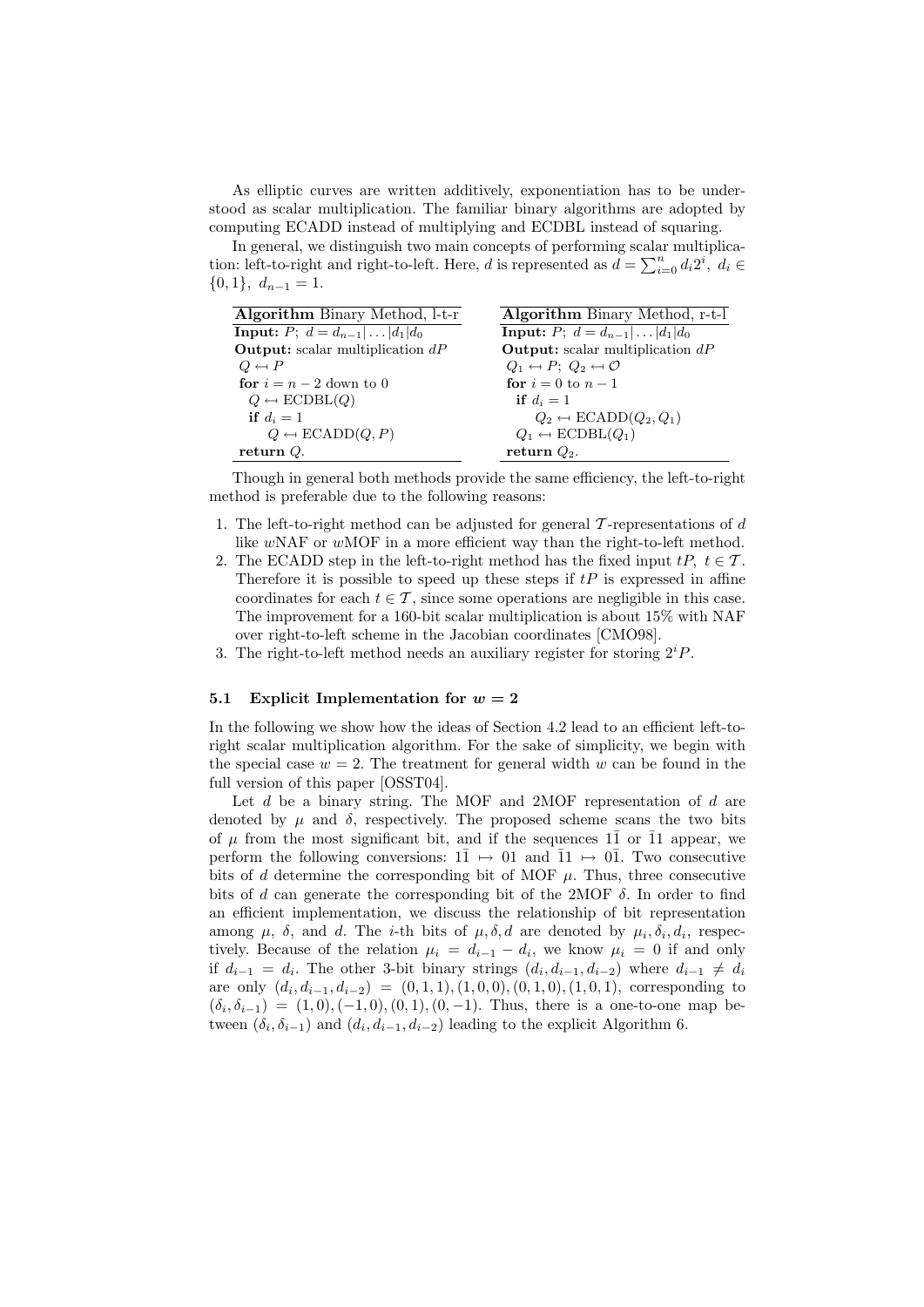As elliptic curves are written additively, exponentiation has to be understood as scalar multiplication. The familiar binary algorithms are adopted by computing ECADD instead of multiplying and ECDBL instead of squaring.

In general, we distinguish two main concepts of performing scalar multiplication: left-to-right and right-to-left. Here, $d$ is represented as $d = \sum_{i=0}^{n} d_i 2^i,\ d_i \in \{0, 1\},\ d_{n-1} = 1$.

**Algorithm** Binary Method, l-t-r

**Input:** $P;\ d = d_{n-1}|\dots|d_1|d_0$
**Output:** scalar multiplication $dP$

```
Q ← P
for i = n − 2 down to 0
  Q ← ECDBL(Q)
  if d_i = 1
     Q ← ECADD(Q, P)
return Q.
```

**Algorithm** Binary Method, r-t-l

**Input:** $P;\ d = d_{n-1}|\dots|d_1|d_0$
**Output:** scalar multiplication $dP$

```
Q_1 ← P; Q_2 ← O
for i = 0 to n − 1
  if d_i = 1
     Q_2 ← ECADD(Q_2, Q_1)
  Q_1 ← ECDBL(Q_1)
return Q_2.
```

Though in general both methods provide the same efficiency, the left-to-right method is preferable due to the following reasons:

1. The left-to-right method can be adjusted for general $\mathcal{T}$-representations of $d$ like $w$NAF or $w$MOF in a more efficient way than the right-to-left method.
2. The ECADD step in the left-to-right method has the fixed input $tP,\ t \in \mathcal{T}$. Therefore it is possible to speed up these steps if $tP$ is expressed in affine coordinates for each $t \in \mathcal{T}$, since some operations are negligible in this case. The improvement for a 160-bit scalar multiplication is about 15% with NAF over right-to-left scheme in the Jacobian coordinates [CMO98].
3. The right-to-left method needs an auxiliary register for storing $2^i P$.

### 5.1 Explicit Implementation for $w = 2$

In the following we show how the ideas of Section 4.2 lead to an efficient left-to-right scalar multiplication algorithm. For the sake of simplicity, we begin with the special case $w = 2$. The treatment for general width $w$ can be found in the full version of this paper [OSST04].

Let $d$ be a binary string. The MOF and 2MOF representation of $d$ are denoted by $\mu$ and $\delta$, respectively. The proposed scheme scans the two bits of $\mu$ from the most significant bit, and if the sequences $1\bar{1}$ or $\bar{1}1$ appear, we perform the following conversions: $1\bar{1} \mapsto 01$ and $\bar{1}1 \mapsto 0\bar{1}$. Two consecutive bits of $d$ determine the corresponding bit of MOF $\mu$. Thus, three consecutive bits of $d$ can generate the corresponding bit of the 2MOF $\delta$. In order to find an efficient implementation, we discuss the relationship of bit representation among $\mu$, $\delta$, and $d$. The $i$-th bits of $\mu, \delta, d$ are denoted by $\mu_i, \delta_i, d_i$, respectively. Because of the relation $\mu_i = d_{i-1} - d_i$, we know $\mu_i = 0$ if and only if $d_{i-1} = d_i$. The other 3-bit binary strings $(d_i, d_{i-1}, d_{i-2})$ where $d_{i-1} \neq d_i$ are only $(d_i, d_{i-1}, d_{i-2}) = (0, 1, 1), (1, 0, 0), (0, 1, 0), (1, 0, 1)$, corresponding to $(\delta_i, \delta_{i-1}) = (1, 0), (-1, 0), (0, 1), (0, -1)$. Thus, there is a one-to-one map between $(\delta_i, \delta_{i-1})$ and $(d_i, d_{i-1}, d_{i-2})$ leading to the explicit Algorithm 6.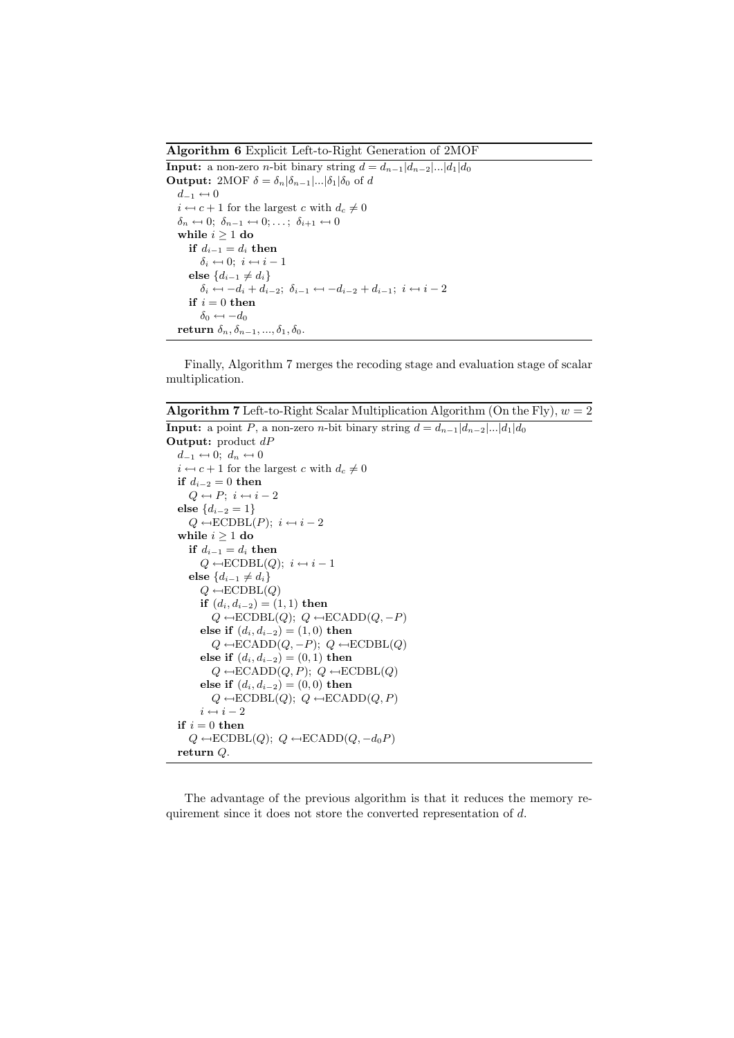**Algorithm 6** Explicit Left-to-Right Generation of 2MOF

```
Input: a non-zero n-bit binary string d = d_{n-1}|d_{n-2}|...|d_1|d_0
Output: 2MOF δ = δ_n|δ_{n-1}|...|δ_1|δ_0 of d
  d_{-1} ← 0
  i ← c + 1 for the largest c with d_c ≠ 0
  δ_n ← 0; δ_{n-1} ← 0; ... ; δ_{i+1} ← 0
  while i ≥ 1 do
    if d_{i-1} = d_i then
      δ_i ← 0; i ← i - 1
    else {d_{i-1} ≠ d_i}
      δ_i ← -d_i + d_{i-2}; δ_{i-1} ← -d_{i-2} + d_{i-1}; i ← i - 2
    if i = 0 then
      δ_0 ← -d_0
  return δ_n, δ_{n-1}, ..., δ_1, δ_0.
```

Finally, Algorithm 7 merges the recoding stage and evaluation stage of scalar multiplication.

**Algorithm 7** Left-to-Right Scalar Multiplication Algorithm (On the Fly), $w = 2$

```
Input: a point P, a non-zero n-bit binary string d = d_{n-1}|d_{n-2}|...|d_1|d_0
Output: product dP
  d_{-1} ← 0; d_n ← 0
  i ← c + 1 for the largest c with d_c ≠ 0
  if d_{i-2} = 0 then
    Q ← P; i ← i - 2
  else {d_{i-2} = 1}
    Q ← ECDBL(P); i ← i - 2
  while i ≥ 1 do
    if d_{i-1} = d_i then
      Q ← ECDBL(Q); i ← i - 1
    else {d_{i-1} ≠ d_i}
      Q ← ECDBL(Q)
      if (d_i, d_{i-2}) = (1, 1) then
        Q ← ECDBL(Q); Q ← ECADD(Q, -P)
      else if (d_i, d_{i-2}) = (1, 0) then
        Q ← ECADD(Q, -P); Q ← ECDBL(Q)
      else if (d_i, d_{i-2}) = (0, 1) then
        Q ← ECADD(Q, P); Q ← ECDBL(Q)
      else if (d_i, d_{i-2}) = (0, 0) then
        Q ← ECDBL(Q); Q ← ECADD(Q, P)
      i ← i - 2
  if i = 0 then
    Q ← ECDBL(Q); Q ← ECADD(Q, -d_0 P)
  return Q.
```

The advantage of the previous algorithm is that it reduces the memory requirement since it does not store the converted representation of $d$.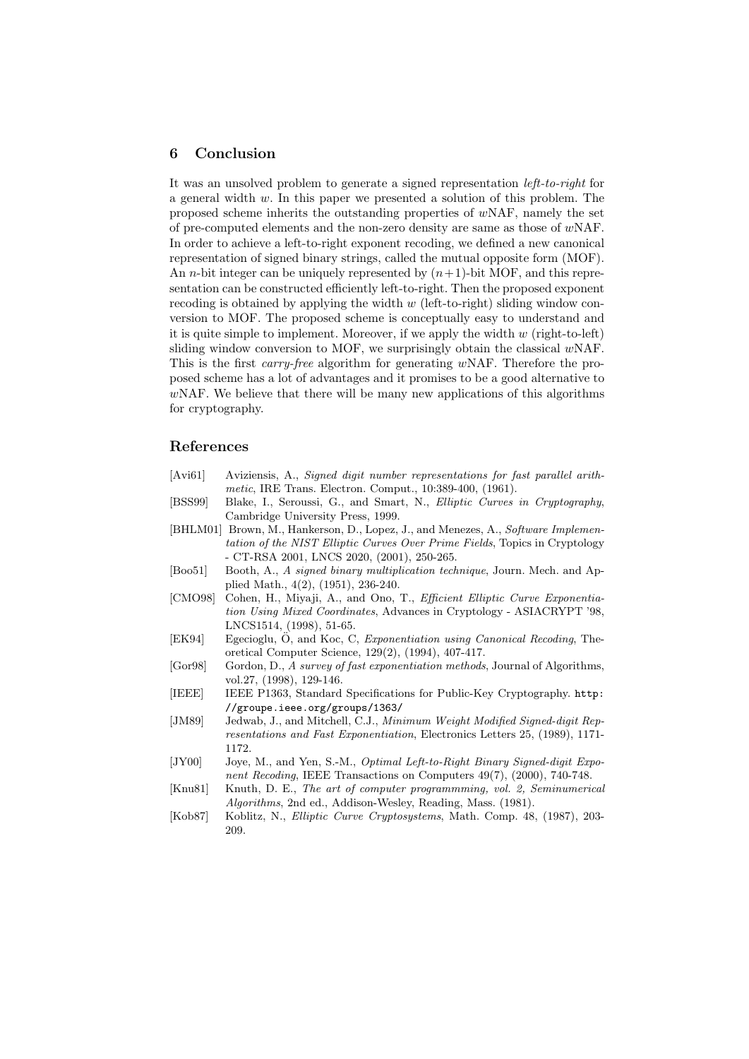## 6 Conclusion

It was an unsolved problem to generate a signed representation *left-to-right* for a general width $w$. In this paper we presented a solution of this problem. The proposed scheme inherits the outstanding properties of $w$NAF, namely the set of pre-computed elements and the non-zero density are same as those of $w$NAF. In order to achieve a left-to-right exponent recoding, we defined a new canonical representation of signed binary strings, called the mutual opposite form (MOF). An $n$-bit integer can be uniquely represented by $(n+1)$-bit MOF, and this representation can be constructed efficiently left-to-right. Then the proposed exponent recoding is obtained by applying the width $w$ (left-to-right) sliding window conversion to MOF. The proposed scheme is conceptually easy to understand and it is quite simple to implement. Moreover, if we apply the width $w$ (right-to-left) sliding window conversion to MOF, we surprisingly obtain the classical $w$NAF. This is the first *carry-free* algorithm for generating $w$NAF. Therefore the proposed scheme has a lot of advantages and it promises to be a good alternative to $w$NAF. We believe that there will be many new applications of this algorithms for cryptography.

## References

- [Avi61] Aviziensis, A., *Signed digit number representations for fast parallel arithmetic*, IRE Trans. Electron. Comput., 10:389-400, (1961).
- [BSS99] Blake, I., Seroussi, G., and Smart, N., *Elliptic Curves in Cryptography*, Cambridge University Press, 1999.
- [BHLM01] Brown, M., Hankerson, D., Lopez, J., and Menezes, A., *Software Implementation of the NIST Elliptic Curves Over Prime Fields*, Topics in Cryptology - CT-RSA 2001, LNCS 2020, (2001), 250-265.
- [Boo51] Booth, A., *A signed binary multiplication technique*, Journ. Mech. and Applied Math., 4(2), (1951), 236-240.
- [CMO98] Cohen, H., Miyaji, A., and Ono, T., *Efficient Elliptic Curve Exponentiation Using Mixed Coordinates*, Advances in Cryptology - ASIACRYPT '98, LNCS1514, (1998), 51-65.
- [EK94] Egecioglu, Ö, and Koc, C, *Exponentiation using Canonical Recoding*, Theoretical Computer Science, 129(2), (1994), 407-417.
- [Gor98] Gordon, D., *A survey of fast exponentiation methods*, Journal of Algorithms, vol.27, (1998), 129-146.
- [IEEE] IEEE P1363, Standard Specifications for Public-Key Cryptography. `http://groupe.ieee.org/groups/1363/`
- [JM89] Jedwab, J., and Mitchell, C.J., *Minimum Weight Modified Signed-digit Representations and Fast Exponentiation*, Electronics Letters 25, (1989), 1171-1172.
- [JY00] Joye, M., and Yen, S.-M., *Optimal Left-to-Right Binary Signed-digit Exponent Recoding*, IEEE Transactions on Computers 49(7), (2000), 740-748.
- [Knu81] Knuth, D. E., *The art of computer programmming, vol. 2, Seminumerical Algorithms*, 2nd ed., Addison-Wesley, Reading, Mass. (1981).
- [Kob87] Koblitz, N., *Elliptic Curve Cryptosystems*, Math. Comp. 48, (1987), 203-209.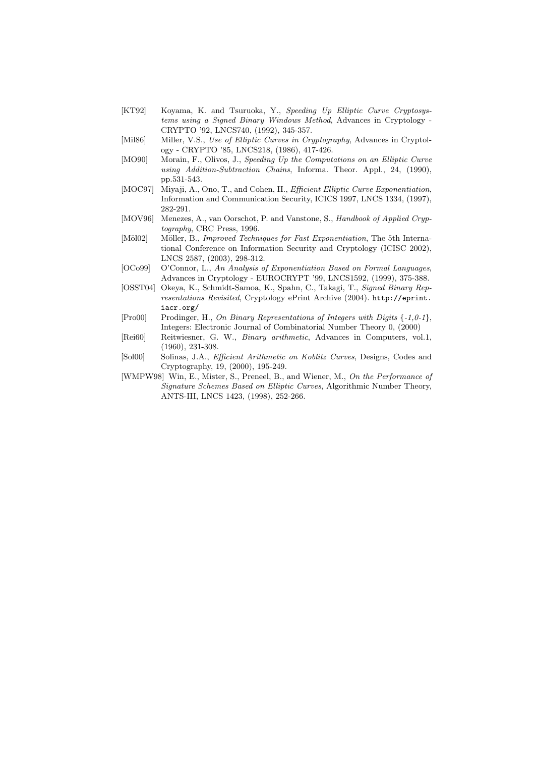[KT92] Koyama, K. and Tsuruoka, Y., *Speeding Up Elliptic Curve Cryptosystems using a Signed Binary Windows Method*, Advances in Cryptology - CRYPTO '92, LNCS740, (1992), 345-357.

[Mil86] Miller, V.S., *Use of Elliptic Curves in Cryptography*, Advances in Cryptology - CRYPTO '85, LNCS218, (1986), 417-426.

[MO90] Morain, F., Olivos, J., *Speeding Up the Computations on an Elliptic Curve using Addition-Subtraction Chains*, Informa. Theor. Appl., 24, (1990), pp.531-543.

[MOC97] Miyaji, A., Ono, T., and Cohen, H., *Efficient Elliptic Curve Exponentiation*, Information and Communication Security, ICICS 1997, LNCS 1334, (1997), 282-291.

[MOV96] Menezes, A., van Oorschot, P. and Vanstone, S., *Handbook of Applied Cryptography*, CRC Press, 1996.

[Möl02] Möller, B., *Improved Techniques for Fast Exponentiation*, The 5th International Conference on Information Security and Cryptology (ICISC 2002), LNCS 2587, (2003), 298-312.

[OCo99] O'Connor, L., *An Analysis of Exponentiation Based on Formal Languages*, Advances in Cryptology - EUROCRYPT '99, LNCS1592, (1999), 375-388.

[OSST04] Okeya, K., Schmidt-Samoa, K., Spahn, C., Takagi, T., *Signed Binary Representations Revisited*, Cryptology ePrint Archive (2004). `http://eprint.iacr.org/`

[Pro00] Prodinger, H., *On Binary Representations of Integers with Digits {-1,0-1}*, Integers: Electronic Journal of Combinatorial Number Theory 0, (2000)

[Rei60] Reitwiesner, G. W., *Binary arithmetic*, Advances in Computers, vol.1, (1960), 231-308.

[Sol00] Solinas, J.A., *Efficient Arithmetic on Koblitz Curves*, Designs, Codes and Cryptography, 19, (2000), 195-249.

[WMPW98] Win, E., Mister, S., Preneel, B., and Wiener, M., *On the Performance of Signature Schemes Based on Elliptic Curves*, Algorithmic Number Theory, ANTS-III, LNCS 1423, (1998), 252-266.